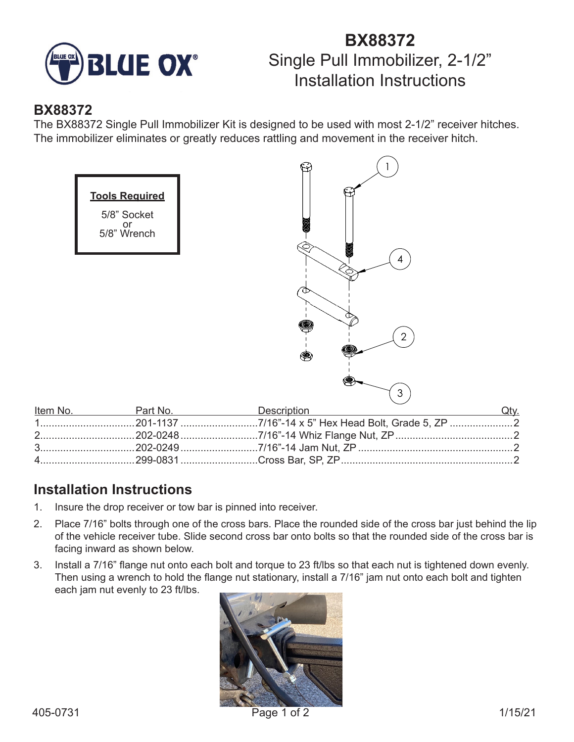# BX88372
Single Pull Immobilizer, 2-1/2"
Installation Instructions

## BX88372

The BX88372 Single Pull Immobilizer Kit is designed to be used with most 2-1/2" receiver hitches. The immobilizer eliminates or greatly reduces rattling and movement in the receiver hitch.

**Tools Required**

5/8" Socket
or
5/8" Wrench

| Item No. | Part No. | Description | Qty. |
|---|---|---|---|
| 1 | 201-1137 | 7/16"-14 x 5" Hex Head Bolt, Grade 5, ZP | 2 |
| 2 | 202-0248 | 7/16"-14 Whiz Flange Nut, ZP | 2 |
| 3 | 202-0249 | 7/16"-14 Jam Nut, ZP | 2 |
| 4 | 299-0831 | Cross Bar, SP, ZP | 2 |

## Installation Instructions

1. Insure the drop receiver or tow bar is pinned into receiver.
2. Place 7/16" bolts through one of the cross bars. Place the rounded side of the cross bar just behind the lip of the vehicle receiver tube. Slide second cross bar onto bolts so that the rounded side of the cross bar is facing inward as shown below.
3. Install a 7/16" flange nut onto each bolt and torque to 23 ft/lbs so that each nut is tightened down evenly. Then using a wrench to hold the flange nut stationary, install a 7/16" jam nut onto each bolt and tighten each jam nut evenly to 23 ft/lbs.

405-0731 1/15/21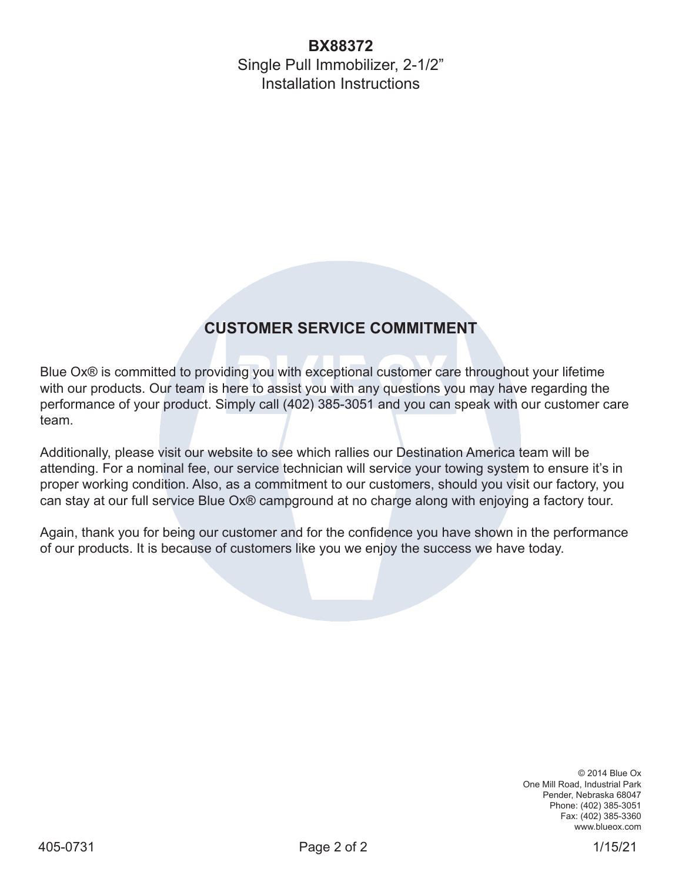**BX88372**
Single Pull Immobilizer, 2-1/2"
Installation Instructions

## CUSTOMER SERVICE COMMITMENT

Blue Ox® is committed to providing you with exceptional customer care throughout your lifetime with our products. Our team is here to assist you with any questions you may have regarding the performance of your product. Simply call (402) 385-3051 and you can speak with our customer care team.

Additionally, please visit our website to see which rallies our Destination America team will be attending. For a nominal fee, our service technician will service your towing system to ensure it's in proper working condition. Also, as a commitment to our customers, should you visit our factory, you can stay at our full service Blue Ox® campground at no charge along with enjoying a factory tour.

Again, thank you for being our customer and for the confidence you have shown in the performance of our products. It is because of customers like you we enjoy the success we have today.

© 2014 Blue Ox
One Mill Road, Industrial Park
Pender, Nebraska 68047
Phone: (402) 385-3051
Fax: (402) 385-3360
www.blueox.com

405-0731

1/15/21